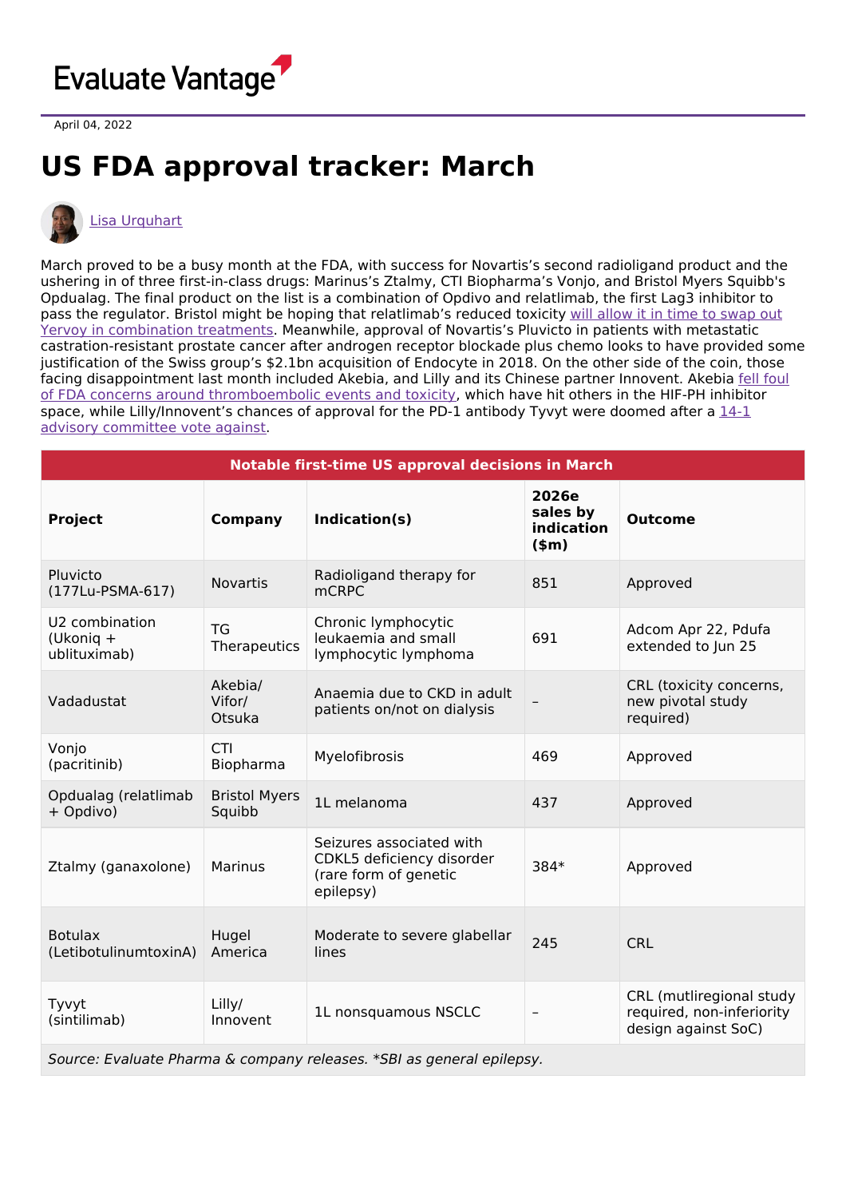Evaluate Vantage

April 04, 2022

# US FDA approval tracker: March

Lisa Urquhart

March proved to be a busy month at the FDA, with success for Novartis's second radioligand product and the ushering in of three first-in-class drugs: Marinus's Ztalmy, CTI Biopharma's Vonjo, and Bristol Myers Squibb's Opdualag. The final product on the list is a combination of Opdivo and relatlimab, the first Lag3 inhibitor to pass the regulator. Bristol might be hoping that relatlimab's reduced toxicity will allow it in time to swap out Yervoy in combination treatments. Meanwhile, approval of Novartis's Pluvicto in patients with metastatic castration-resistant prostate cancer after androgen receptor blockade plus chemo looks to have provided some justification of the Swiss group's $2.1bn acquisition of Endocyte in 2018. On the other side of the coin, those facing disappointment last month included Akebia, and Lilly and its Chinese partner Innovent. Akebia fell foul of FDA concerns around thromboembolic events and toxicity, which have hit others in the HIF-PH inhibitor space, while Lilly/Innovent's chances of approval for the PD-1 antibody Tyvyt were doomed after a 14-1 advisory committee vote against.

| Notable first-time US approval decisions in March | | | | |
|---|---|---|---|---|
| **Project** | **Company** | **Indication(s)** | **2026e sales by indication ($m)** | **Outcome** |
| Pluvicto (177Lu-PSMA-617) | Novartis | Radioligand therapy for mCRPC | 851 | Approved |
| U2 combination (Ukoniq + ublituximab) | TG Therapeutics | Chronic lymphocytic leukaemia and small lymphocytic lymphoma | 691 | Adcom Apr 22, Pdufa extended to Jun 25 |
| Vadadustat | Akebia/ Vifor/ Otsuka | Anaemia due to CKD in adult patients on/not on dialysis | – | CRL (toxicity concerns, new pivotal study required) |
| Vonjo (pacritinib) | CTI Biopharma | Myelofibrosis | 469 | Approved |
| Opdualag (relatlimab + Opdivo) | Bristol Myers Squibb | 1L melanoma | 437 | Approved |
| Ztalmy (ganaxolone) | Marinus | Seizures associated with CDKL5 deficiency disorder (rare form of genetic epilepsy) | 384* | Approved |
| Botulax (LetibotulinumtoxinA) | Hugel America | Moderate to severe glabellar lines | 245 | CRL |
| Tyvyt (sintilimab) | Lilly/ Innovent | 1L nonsquamous NSCLC | – | CRL (mutliregional study required, non-inferiority design against SoC) |
| *Source: Evaluate Pharma & company releases. *SBI as general epilepsy.* | | | | |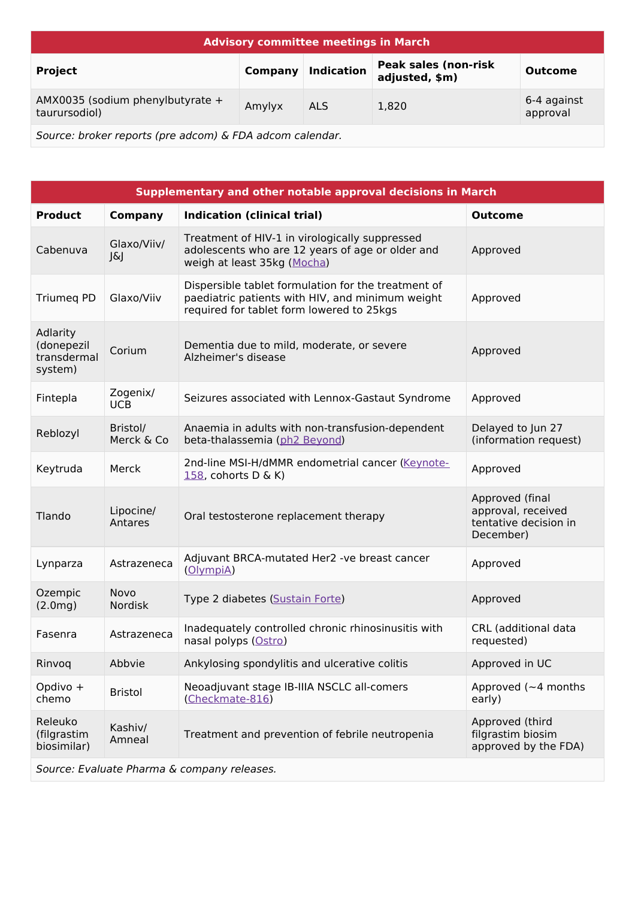| Advisory committee meetings in March | | | | |
|---|---|---|---|---|
| **Project** | **Company** | **Indication** | **Peak sales (non-risk adjusted, $m)** | **Outcome** |
| AMX0035 (sodium phenylbutyrate + taurursodiol) | Amylyx | ALS | 1,820 | 6-4 against approval |

*Source: broker reports (pre adcom) & FDA adcom calendar.*

| Supplementary and other notable approval decisions in March | | | |
|---|---|---|---|
| **Product** | **Company** | **Indication (clinical trial)** | **Outcome** |
| Cabenuva | Glaxo/Viiv/ J&J | Treatment of HIV-1 in virologically suppressed adolescents who are 12 years of age or older and weigh at least 35kg (Mocha) | Approved |
| Triumeq PD | Glaxo/Viiv | Dispersible tablet formulation for the treatment of paediatric patients with HIV, and minimum weight required for tablet form lowered to 25kgs | Approved |
| Adlarity (donepezil transdermal system) | Corium | Dementia due to mild, moderate, or severe Alzheimer's disease | Approved |
| Fintepla | Zogenix/ UCB | Seizures associated with Lennox-Gastaut Syndrome | Approved |
| Reblozyl | Bristol/ Merck & Co | Anaemia in adults with non-transfusion-dependent beta-thalassemia (ph2 Beyond) | Delayed to Jun 27 (information request) |
| Keytruda | Merck | 2nd-line MSI-H/dMMR endometrial cancer (Keynote-158, cohorts D & K) | Approved |
| Tlando | Lipocine/ Antares | Oral testosterone replacement therapy | Approved (final approval, received tentative decision in December) |
| Lynparza | Astrazeneca | Adjuvant BRCA-mutated Her2 -ve breast cancer (OlympiA) | Approved |
| Ozempic (2.0mg) | Novo Nordisk | Type 2 diabetes (Sustain Forte) | Approved |
| Fasenra | Astrazeneca | Inadequately controlled chronic rhinosinusitis with nasal polyps (Ostro) | CRL (additional data requested) |
| Rinvoq | Abbvie | Ankylosing spondylitis and ulcerative colitis | Approved in UC |
| Opdivo + chemo | Bristol | Neoadjuvant stage IB-IIIA NSCLC all-comers (Checkmate-816) | Approved (~4 months early) |
| Releuko (filgrastim biosimilar) | Kashiv/ Amneal | Treatment and prevention of febrile neutropenia | Approved (third filgrastim biosim approved by the FDA) |

*Source: Evaluate Pharma & company releases.*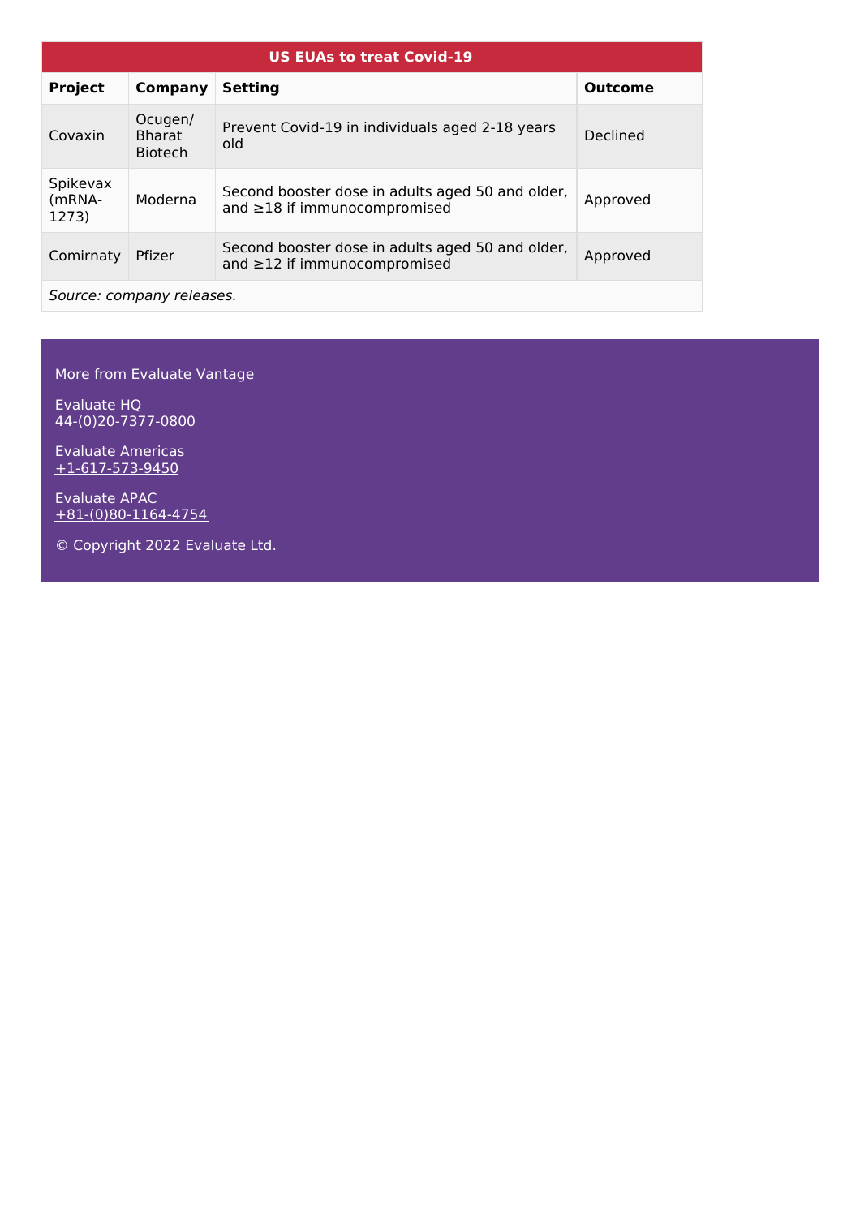| US EUAs to treat Covid-19 | | | |
|---|---|---|---|
| **Project** | **Company** | **Setting** | **Outcome** |
| Covaxin | Ocugen/ Bharat Biotech | Prevent Covid-19 in individuals aged 2-18 years old | Declined |
| Spikevax (mRNA-1273) | Moderna | Second booster dose in adults aged 50 and older, and ≥18 if immunocompromised | Approved |
| Comirnaty | Pfizer | Second booster dose in adults aged 50 and older, and ≥12 if immunocompromised | Approved |

*Source: company releases.*

More from Evaluate Vantage

Evaluate HQ
44-(0)20-7377-0800

Evaluate Americas
+1-617-573-9450

Evaluate APAC
+81-(0)80-1164-4754

© Copyright 2022 Evaluate Ltd.